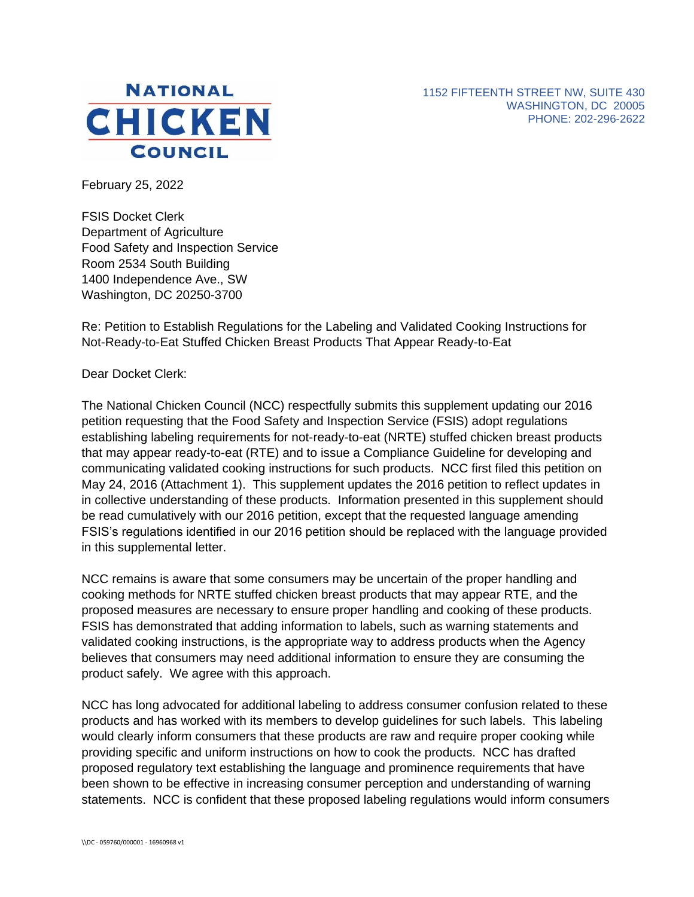**NATIONAL CHICKEN COUNCIL**

1152 FIFTEENTH STREET NW, SUITE 430
WASHINGTON, DC 20005
PHONE: 202-296-2622

February 25, 2022

FSIS Docket Clerk
Department of Agriculture
Food Safety and Inspection Service
Room 2534 South Building
1400 Independence Ave., SW
Washington, DC 20250-3700

Re: Petition to Establish Regulations for the Labeling and Validated Cooking Instructions for Not-Ready-to-Eat Stuffed Chicken Breast Products That Appear Ready-to-Eat

Dear Docket Clerk:

The National Chicken Council (NCC) respectfully submits this supplement updating our 2016 petition requesting that the Food Safety and Inspection Service (FSIS) adopt regulations establishing labeling requirements for not-ready-to-eat (NRTE) stuffed chicken breast products that may appear ready-to-eat (RTE) and to issue a Compliance Guideline for developing and communicating validated cooking instructions for such products. NCC first filed this petition on May 24, 2016 (Attachment 1). This supplement updates the 2016 petition to reflect updates in in collective understanding of these products. Information presented in this supplement should be read cumulatively with our 2016 petition, except that the requested language amending FSIS's regulations identified in our 2016 petition should be replaced with the language provided in this supplemental letter.

NCC remains is aware that some consumers may be uncertain of the proper handling and cooking methods for NRTE stuffed chicken breast products that may appear RTE, and the proposed measures are necessary to ensure proper handling and cooking of these products. FSIS has demonstrated that adding information to labels, such as warning statements and validated cooking instructions, is the appropriate way to address products when the Agency believes that consumers may need additional information to ensure they are consuming the product safely. We agree with this approach.

NCC has long advocated for additional labeling to address consumer confusion related to these products and has worked with its members to develop guidelines for such labels. This labeling would clearly inform consumers that these products are raw and require proper cooking while providing specific and uniform instructions on how to cook the products. NCC has drafted proposed regulatory text establishing the language and prominence requirements that have been shown to be effective in increasing consumer perception and understanding of warning statements. NCC is confident that these proposed labeling regulations would inform consumers

\\DC - 059760/000001 - 16960968 v1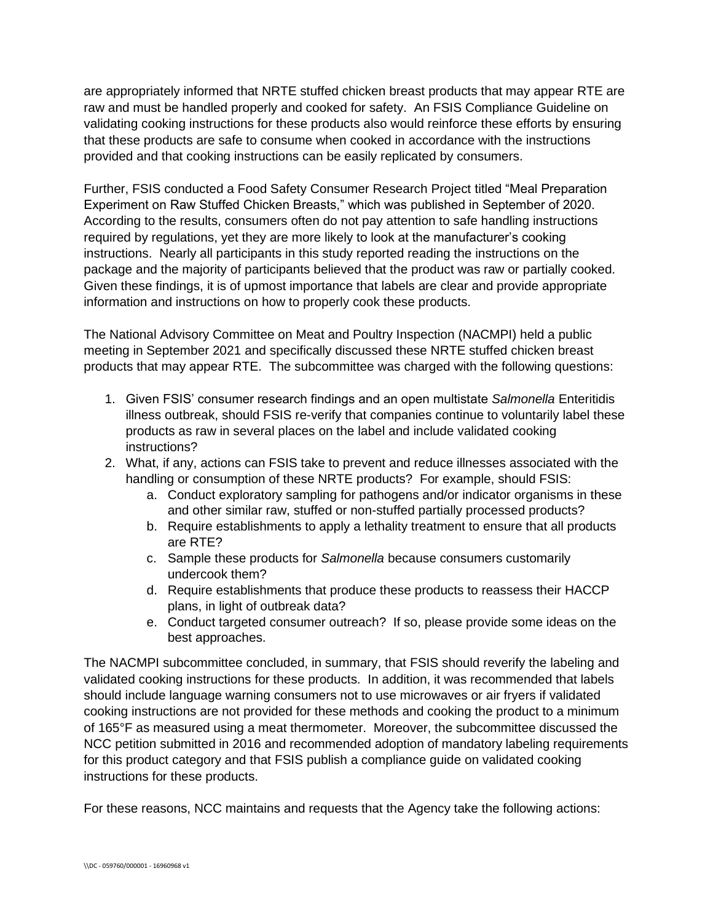are appropriately informed that NRTE stuffed chicken breast products that may appear RTE are raw and must be handled properly and cooked for safety. An FSIS Compliance Guideline on validating cooking instructions for these products also would reinforce these efforts by ensuring that these products are safe to consume when cooked in accordance with the instructions provided and that cooking instructions can be easily replicated by consumers.

Further, FSIS conducted a Food Safety Consumer Research Project titled "Meal Preparation Experiment on Raw Stuffed Chicken Breasts," which was published in September of 2020. According to the results, consumers often do not pay attention to safe handling instructions required by regulations, yet they are more likely to look at the manufacturer's cooking instructions. Nearly all participants in this study reported reading the instructions on the package and the majority of participants believed that the product was raw or partially cooked. Given these findings, it is of upmost importance that labels are clear and provide appropriate information and instructions on how to properly cook these products.

The National Advisory Committee on Meat and Poultry Inspection (NACMPI) held a public meeting in September 2021 and specifically discussed these NRTE stuffed chicken breast products that may appear RTE. The subcommittee was charged with the following questions:

1. Given FSIS' consumer research findings and an open multistate *Salmonella* Enteritidis illness outbreak, should FSIS re-verify that companies continue to voluntarily label these products as raw in several places on the label and include validated cooking instructions?
2. What, if any, actions can FSIS take to prevent and reduce illnesses associated with the handling or consumption of these NRTE products? For example, should FSIS:
    a. Conduct exploratory sampling for pathogens and/or indicator organisms in these and other similar raw, stuffed or non-stuffed partially processed products?
    b. Require establishments to apply a lethality treatment to ensure that all products are RTE?
    c. Sample these products for *Salmonella* because consumers customarily undercook them?
    d. Require establishments that produce these products to reassess their HACCP plans, in light of outbreak data?
    e. Conduct targeted consumer outreach? If so, please provide some ideas on the best approaches.

The NACMPI subcommittee concluded, in summary, that FSIS should reverify the labeling and validated cooking instructions for these products. In addition, it was recommended that labels should include language warning consumers not to use microwaves or air fryers if validated cooking instructions are not provided for these methods and cooking the product to a minimum of 165°F as measured using a meat thermometer. Moreover, the subcommittee discussed the NCC petition submitted in 2016 and recommended adoption of mandatory labeling requirements for this product category and that FSIS publish a compliance guide on validated cooking instructions for these products.

For these reasons, NCC maintains and requests that the Agency take the following actions: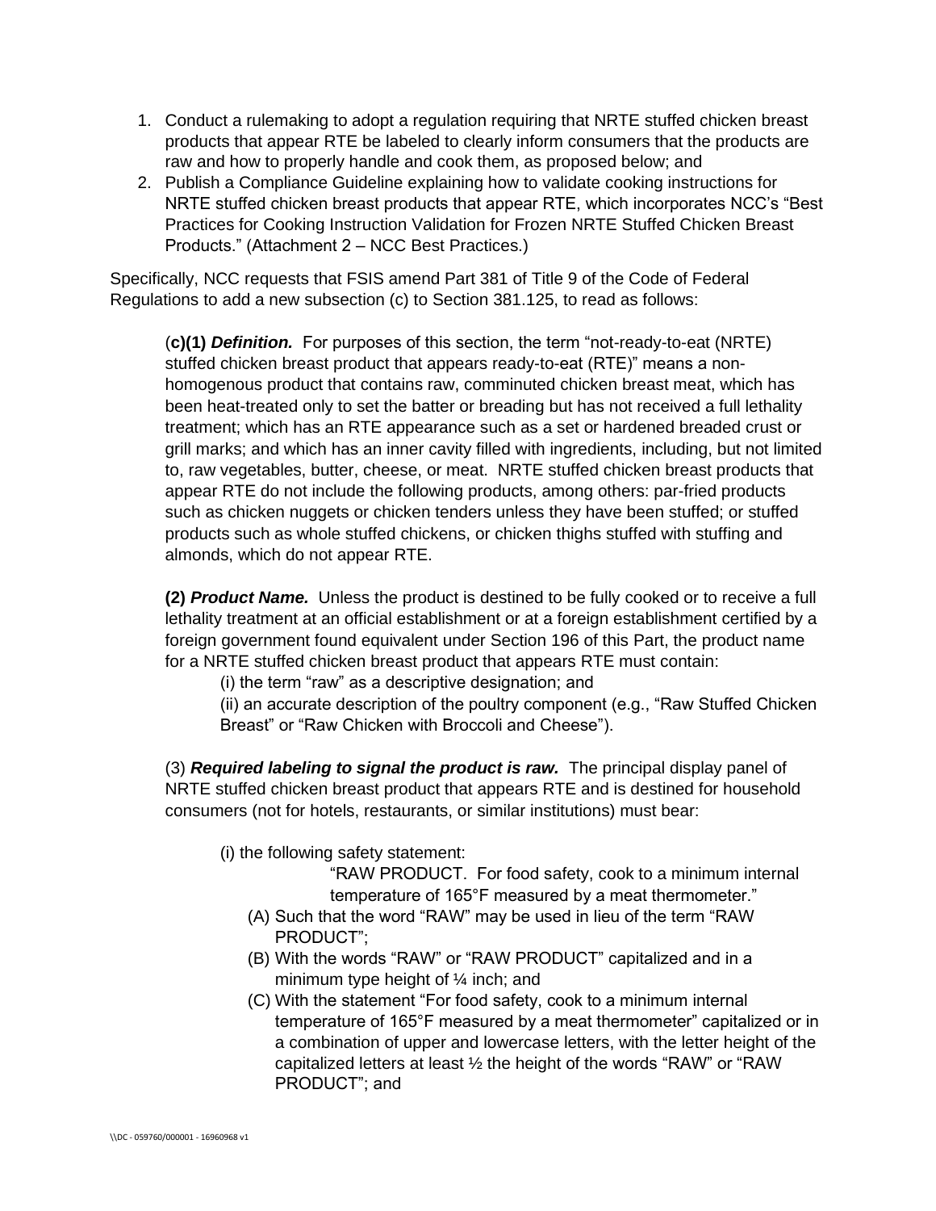1. Conduct a rulemaking to adopt a regulation requiring that NRTE stuffed chicken breast products that appear RTE be labeled to clearly inform consumers that the products are raw and how to properly handle and cook them, as proposed below; and
2. Publish a Compliance Guideline explaining how to validate cooking instructions for NRTE stuffed chicken breast products that appear RTE, which incorporates NCC's "Best Practices for Cooking Instruction Validation for Frozen NRTE Stuffed Chicken Breast Products." (Attachment 2 – NCC Best Practices.)

Specifically, NCC requests that FSIS amend Part 381 of Title 9 of the Code of Federal Regulations to add a new subsection (c) to Section 381.125, to read as follows:

> (**c)(1)** ***Definition.*** For purposes of this section, the term "not-ready-to-eat (NRTE) stuffed chicken breast product that appears ready-to-eat (RTE)" means a non-homogenous product that contains raw, comminuted chicken breast meat, which has been heat-treated only to set the batter or breading but has not received a full lethality treatment; which has an RTE appearance such as a set or hardened breaded crust or grill marks; and which has an inner cavity filled with ingredients, including, but not limited to, raw vegetables, butter, cheese, or meat. NRTE stuffed chicken breast products that appear RTE do not include the following products, among others: par-fried products such as chicken nuggets or chicken tenders unless they have been stuffed; or stuffed products such as whole stuffed chickens, or chicken thighs stuffed with stuffing and almonds, which do not appear RTE.
>
> **(2)** ***Product Name.*** Unless the product is destined to be fully cooked or to receive a full lethality treatment at an official establishment or at a foreign establishment certified by a foreign government found equivalent under Section 196 of this Part, the product name for a NRTE stuffed chicken breast product that appears RTE must contain:
>
> (i) the term "raw" as a descriptive designation; and
>
> (ii) an accurate description of the poultry component (e.g., "Raw Stuffed Chicken Breast" or "Raw Chicken with Broccoli and Cheese").
>
> (3) ***Required labeling to signal the product is raw.*** The principal display panel of NRTE stuffed chicken breast product that appears RTE and is destined for household consumers (not for hotels, restaurants, or similar institutions) must bear:
>
> (i) the following safety statement:
>
> "RAW PRODUCT. For food safety, cook to a minimum internal temperature of 165°F measured by a meat thermometer."
>
> (A) Such that the word "RAW" may be used in lieu of the term "RAW PRODUCT";
>
> (B) With the words "RAW" or "RAW PRODUCT" capitalized and in a minimum type height of ¼ inch; and
>
> (C) With the statement "For food safety, cook to a minimum internal temperature of 165°F measured by a meat thermometer" capitalized or in a combination of upper and lowercase letters, with the letter height of the capitalized letters at least ½ the height of the words "RAW" or "RAW PRODUCT"; and

\\DC - 059760/000001 - 16960968 v1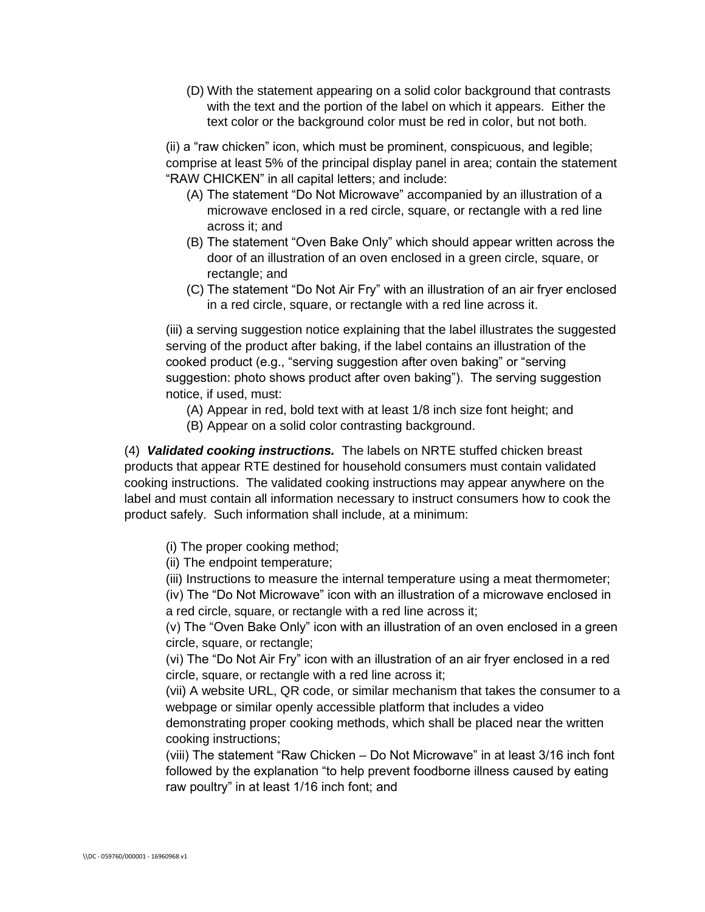(D) With the statement appearing on a solid color background that contrasts with the text and the portion of the label on which it appears. Either the text color or the background color must be red in color, but not both.

(ii) a "raw chicken" icon, which must be prominent, conspicuous, and legible; comprise at least 5% of the principal display panel in area; contain the statement "RAW CHICKEN" in all capital letters; and include:

(A) The statement "Do Not Microwave" accompanied by an illustration of a microwave enclosed in a red circle, square, or rectangle with a red line across it; and

(B) The statement "Oven Bake Only" which should appear written across the door of an illustration of an oven enclosed in a green circle, square, or rectangle; and

(C) The statement "Do Not Air Fry" with an illustration of an air fryer enclosed in a red circle, square, or rectangle with a red line across it.

(iii) a serving suggestion notice explaining that the label illustrates the suggested serving of the product after baking, if the label contains an illustration of the cooked product (e.g., "serving suggestion after oven baking" or "serving suggestion: photo shows product after oven baking"). The serving suggestion notice, if used, must:

(A) Appear in red, bold text with at least 1/8 inch size font height; and

(B) Appear on a solid color contrasting background.

(4) ***Validated cooking instructions.*** The labels on NRTE stuffed chicken breast products that appear RTE destined for household consumers must contain validated cooking instructions. The validated cooking instructions may appear anywhere on the label and must contain all information necessary to instruct consumers how to cook the product safely. Such information shall include, at a minimum:

(i) The proper cooking method;

(ii) The endpoint temperature;

(iii) Instructions to measure the internal temperature using a meat thermometer;

(iv) The "Do Not Microwave" icon with an illustration of a microwave enclosed in a red circle, square, or rectangle with a red line across it;

(v) The "Oven Bake Only" icon with an illustration of an oven enclosed in a green circle, square, or rectangle;

(vi) The "Do Not Air Fry" icon with an illustration of an air fryer enclosed in a red circle, square, or rectangle with a red line across it;

(vii) A website URL, QR code, or similar mechanism that takes the consumer to a webpage or similar openly accessible platform that includes a video demonstrating proper cooking methods, which shall be placed near the written cooking instructions;

(viii) The statement "Raw Chicken – Do Not Microwave" in at least 3/16 inch font followed by the explanation "to help prevent foodborne illness caused by eating raw poultry" in at least 1/16 inch font; and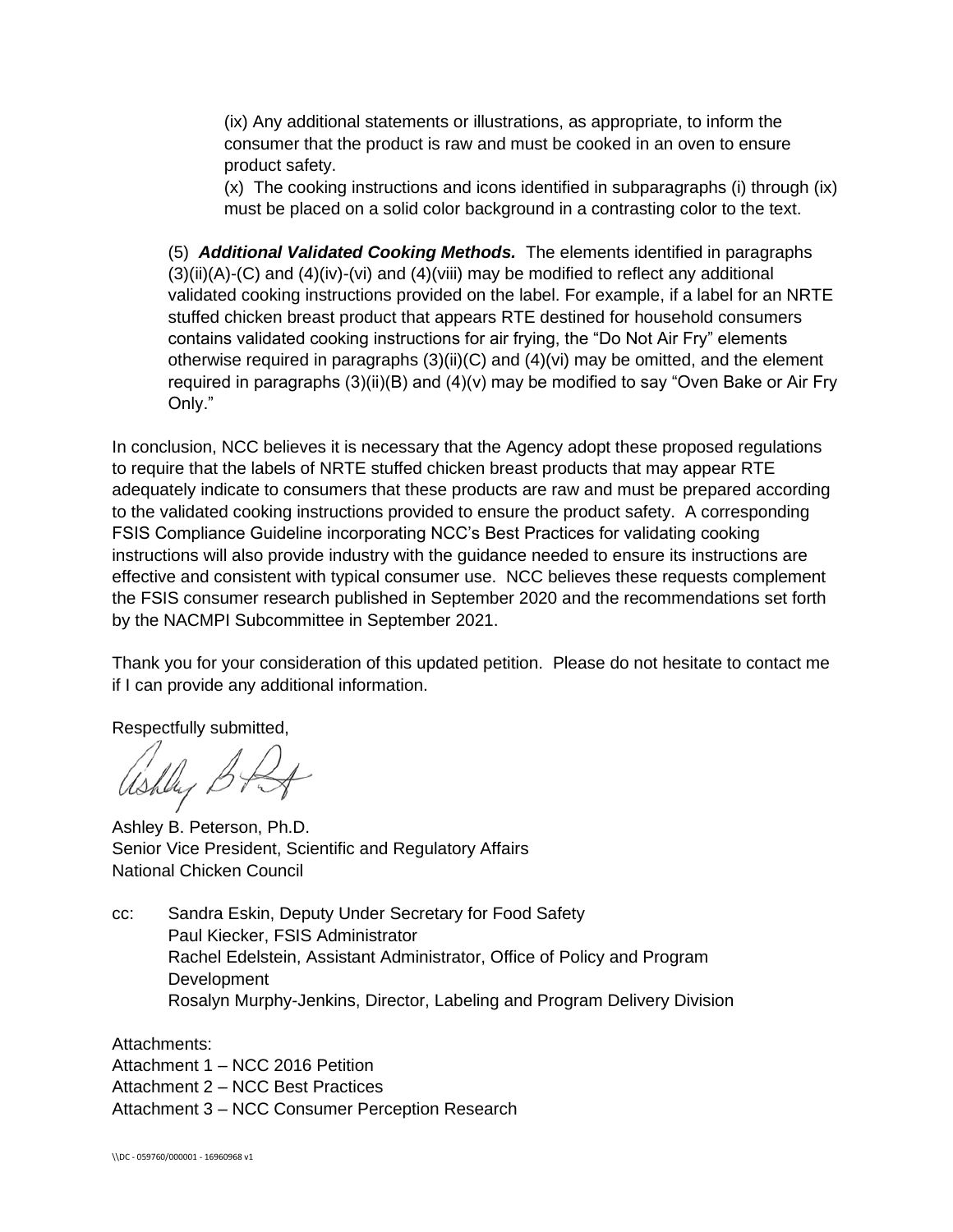(ix) Any additional statements or illustrations, as appropriate, to inform the consumer that the product is raw and must be cooked in an oven to ensure product safety.

(x) The cooking instructions and icons identified in subparagraphs (i) through (ix) must be placed on a solid color background in a contrasting color to the text.

(5) ***Additional Validated Cooking Methods.*** The elements identified in paragraphs (3)(ii)(A)-(C) and (4)(iv)-(vi) and (4)(viii) may be modified to reflect any additional validated cooking instructions provided on the label. For example, if a label for an NRTE stuffed chicken breast product that appears RTE destined for household consumers contains validated cooking instructions for air frying, the "Do Not Air Fry" elements otherwise required in paragraphs (3)(ii)(C) and (4)(vi) may be omitted, and the element required in paragraphs (3)(ii)(B) and (4)(v) may be modified to say "Oven Bake or Air Fry Only."

In conclusion, NCC believes it is necessary that the Agency adopt these proposed regulations to require that the labels of NRTE stuffed chicken breast products that may appear RTE adequately indicate to consumers that these products are raw and must be prepared according to the validated cooking instructions provided to ensure the product safety. A corresponding FSIS Compliance Guideline incorporating NCC's Best Practices for validating cooking instructions will also provide industry with the guidance needed to ensure its instructions are effective and consistent with typical consumer use. NCC believes these requests complement the FSIS consumer research published in September 2020 and the recommendations set forth by the NACMPI Subcommittee in September 2021.

Thank you for your consideration of this updated petition. Please do not hesitate to contact me if I can provide any additional information.

Respectfully submitted,

Ashley B. Peterson, Ph.D.
Senior Vice President, Scientific and Regulatory Affairs
National Chicken Council

cc: Sandra Eskin, Deputy Under Secretary for Food Safety
Paul Kiecker, FSIS Administrator
Rachel Edelstein, Assistant Administrator, Office of Policy and Program Development
Rosalyn Murphy-Jenkins, Director, Labeling and Program Delivery Division

Attachments:
Attachment 1 – NCC 2016 Petition
Attachment 2 – NCC Best Practices
Attachment 3 – NCC Consumer Perception Research

\\DC - 059760/000001 - 16960968 v1